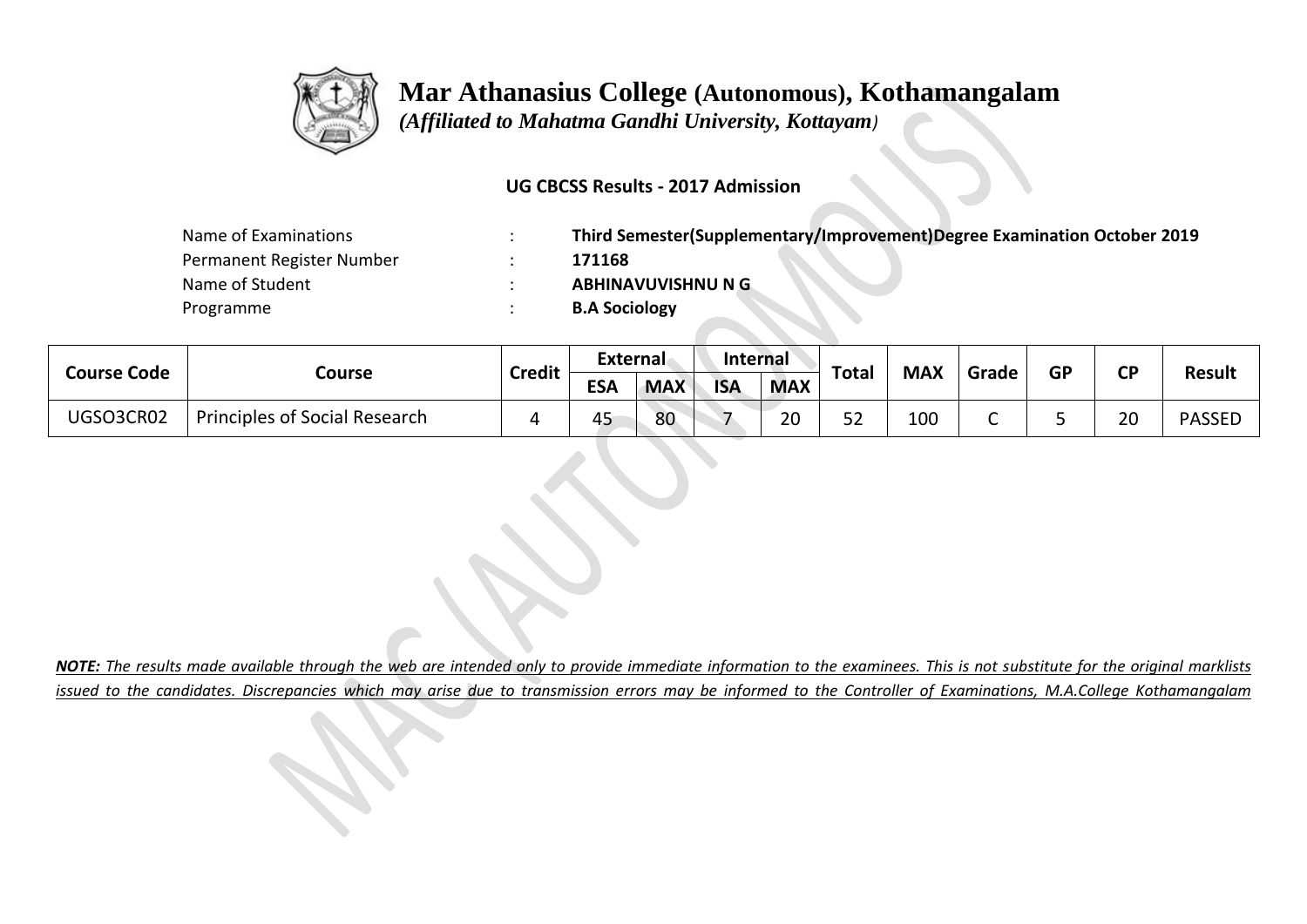# Mar Athanasius College (Autonomous), Kothamangalam

*(Affiliated to Mahatma Gandhi University, Kottayam)*

**UG CBCSS Results - 2017 Admission**

| | | |
|---|---|---|
| Name of Examinations | : | **Third Semester(Supplementary/Improvement)Degree Examination October 2019** |
| Permanent Register Number | : | **171168** |
| Name of Student | : | **ABHINAVUVISHNU N G** |
| Programme | : | **B.A Sociology** |

| Course Code | Course | Credit | External | | Internal | | Total | MAX | Grade | GP | CP | Result |
|---|---|---|---|---|---|---|---|---|---|---|---|---|
| | | | ESA | MAX | ISA | MAX | | | | | | |
| UGSO3CR02 | Principles of Social Research | 4 | 45 | 80 | 7 | 20 | 52 | 100 | C | 5 | 20 | PASSED |

***NOTE:** The results made available through the web are intended only to provide immediate information to the examinees. This is not substitute for the original marklists issued to the candidates. Discrepancies which may arise due to transmission errors may be informed to the Controller of Examinations, M.A.College Kothamangalam*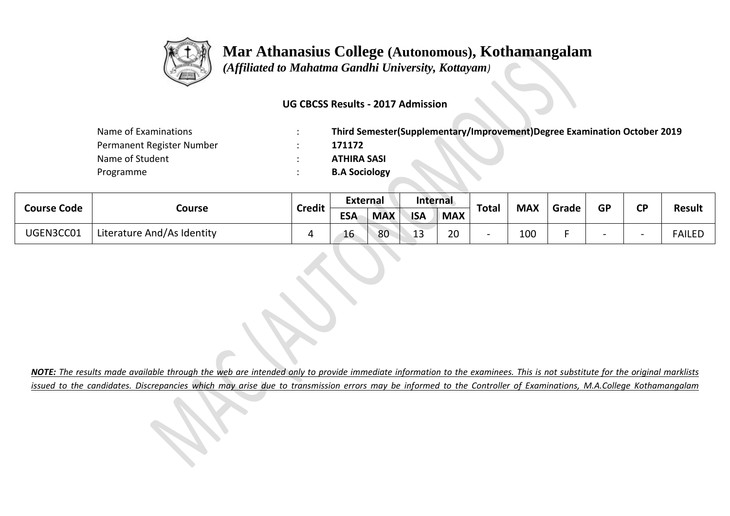# Mar Athanasius College (Autonomous), Kothamangalam

*(Affiliated to Mahatma Gandhi University, Kottayam)*

**UG CBCSS Results - 2017 Admission**

| | | |
|---|---|---|
| Name of Examinations | : | **Third Semester(Supplementary/Improvement)Degree Examination October 2019** |
| Permanent Register Number | : | **171172** |
| Name of Student | : | **ATHIRA SASI** |
| Programme | : | **B.A Sociology** |

| Course Code | Course | Credit | External | | Internal | | Total | MAX | Grade | GP | CP | Result |
|---|---|---|---|---|---|---|---|---|---|---|---|---|
| | | | ESA | MAX | ISA | MAX | | | | | | |
| UGEN3CC01 | Literature And/As Identity | 4 | 16 | 80 | 13 | 20 | - | 100 | F | - | - | FAILED |

***NOTE:*** *The results made available through the web are intended only to provide immediate information to the examinees. This is not substitute for the original marklists issued to the candidates. Discrepancies which may arise due to transmission errors may be informed to the Controller of Examinations, M.A.College Kothamangalam*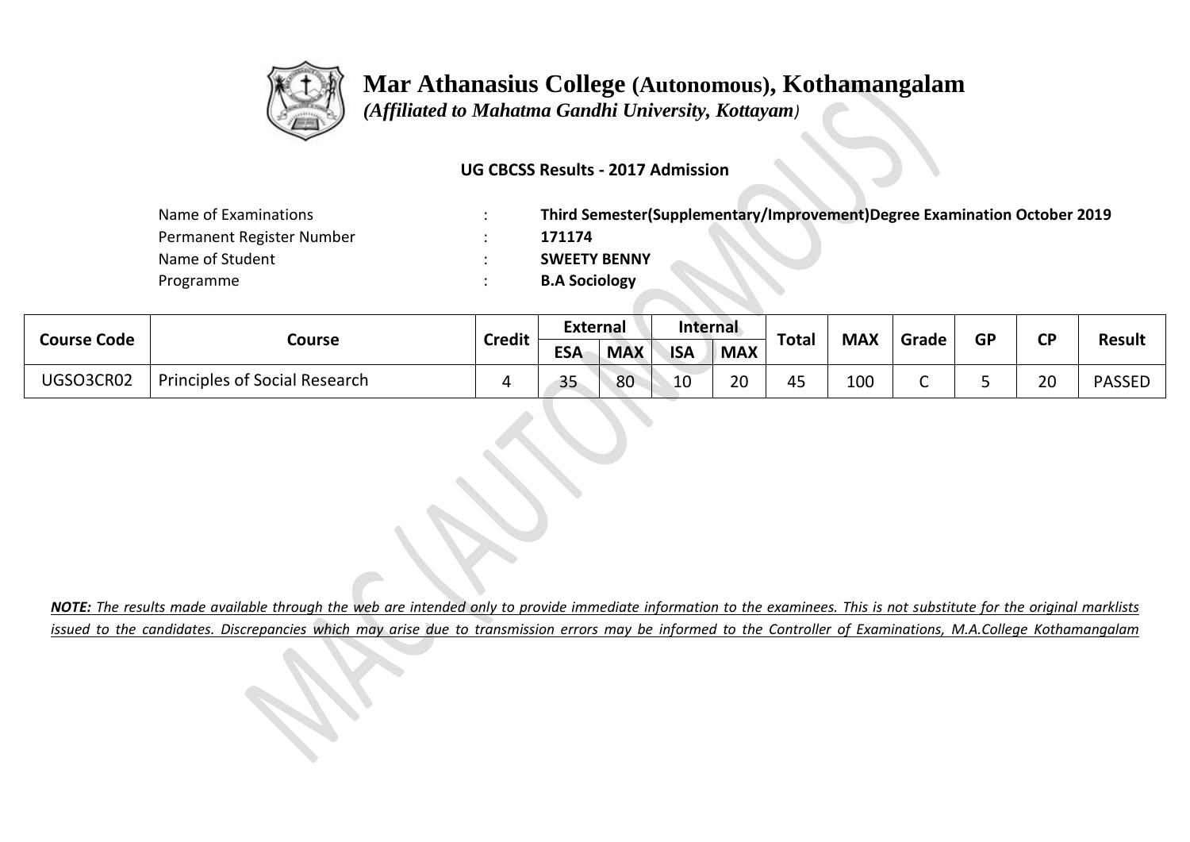# Mar Athanasius College (Autonomous), Kothamangalam

*(Affiliated to Mahatma Gandhi University, Kottayam)*

**UG CBCSS Results - 2017 Admission**

| | | |
|---|---|---|
| Name of Examinations | : | **Third Semester(Supplementary/Improvement)Degree Examination October 2019** |
| Permanent Register Number | : | **171174** |
| Name of Student | : | **SWEETY BENNY** |
| Programme | : | **B.A Sociology** |

| Course Code | Course | Credit | External | | Internal | | Total | MAX | Grade | GP | CP | Result |
|---|---|---|---|---|---|---|---|---|---|---|---|---|
| | | | ESA | MAX | ISA | MAX | | | | | | |
| UGSO3CR02 | Principles of Social Research | 4 | 35 | 80 | 10 | 20 | 45 | 100 | C | 5 | 20 | PASSED |

***NOTE:*** *The results made available through the web are intended only to provide immediate information to the examinees. This is not substitute for the original marklists issued to the candidates. Discrepancies which may arise due to transmission errors may be informed to the Controller of Examinations, M.A.College Kothamangalam*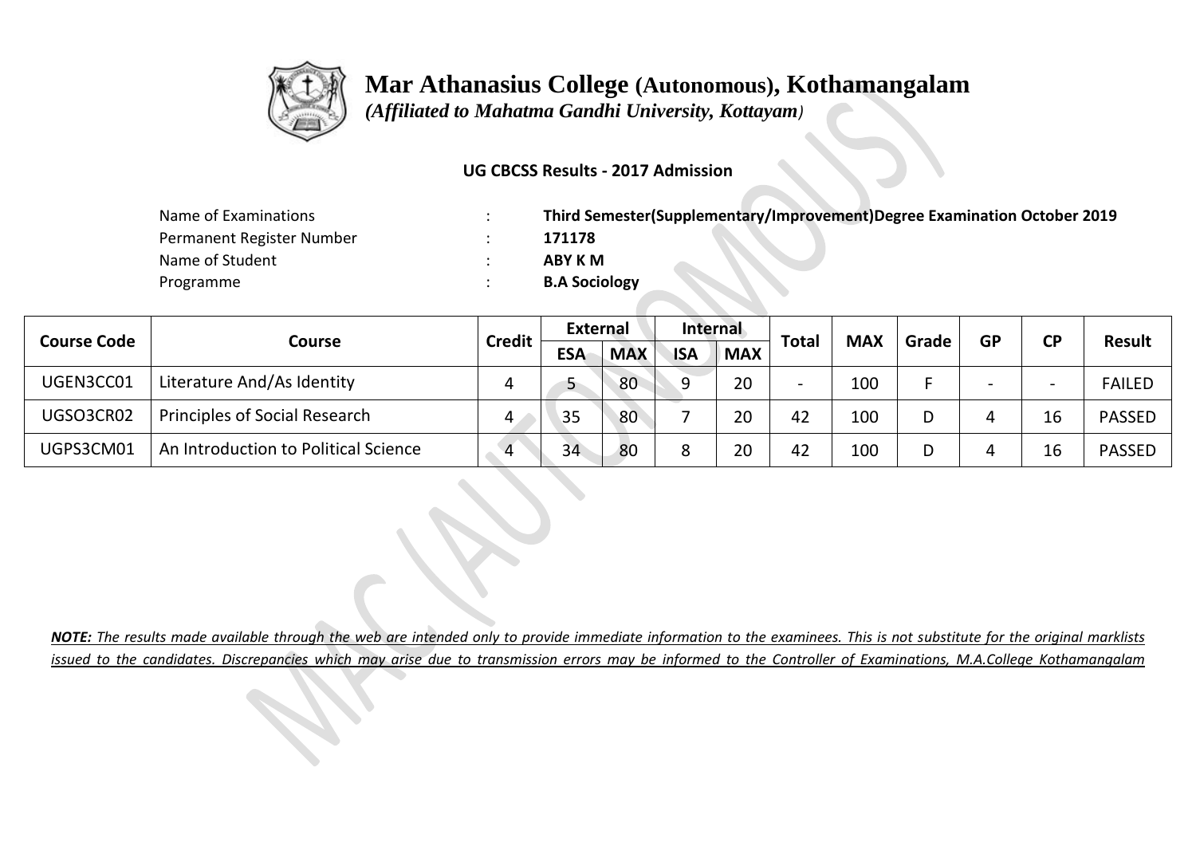# Mar Athanasius College (Autonomous), Kothamangalam

*(Affiliated to Mahatma Gandhi University, Kottayam)*

**UG CBCSS Results - 2017 Admission**

| | | |
|---|---|---|
| Name of Examinations | : | **Third Semester(Supplementary/Improvement)Degree Examination October 2019** |
| Permanent Register Number | : | **171178** |
| Name of Student | : | **ABY K M** |
| Programme | : | **B.A Sociology** |

| Course Code | Course | Credit | External | | Internal | | Total | MAX | Grade | GP | CP | Result |
|---|---|---|---|---|---|---|---|---|---|---|---|---|
| | | | ESA | MAX | ISA | MAX | | | | | | |
| UGEN3CC01 | Literature And/As Identity | 4 | 5 | 80 | 9 | 20 | - | 100 | F | - | - | FAILED |
| UGSO3CR02 | Principles of Social Research | 4 | 35 | 80 | 7 | 20 | 42 | 100 | D | 4 | 16 | PASSED |
| UGPS3CM01 | An Introduction to Political Science | 4 | 34 | 80 | 8 | 20 | 42 | 100 | D | 4 | 16 | PASSED |

***NOTE:** The results made available through the web are intended only to provide immediate information to the examinees. This is not substitute for the original marklists issued to the candidates. Discrepancies which may arise due to transmission errors may be informed to the Controller of Examinations, M.A.College Kothamangalam*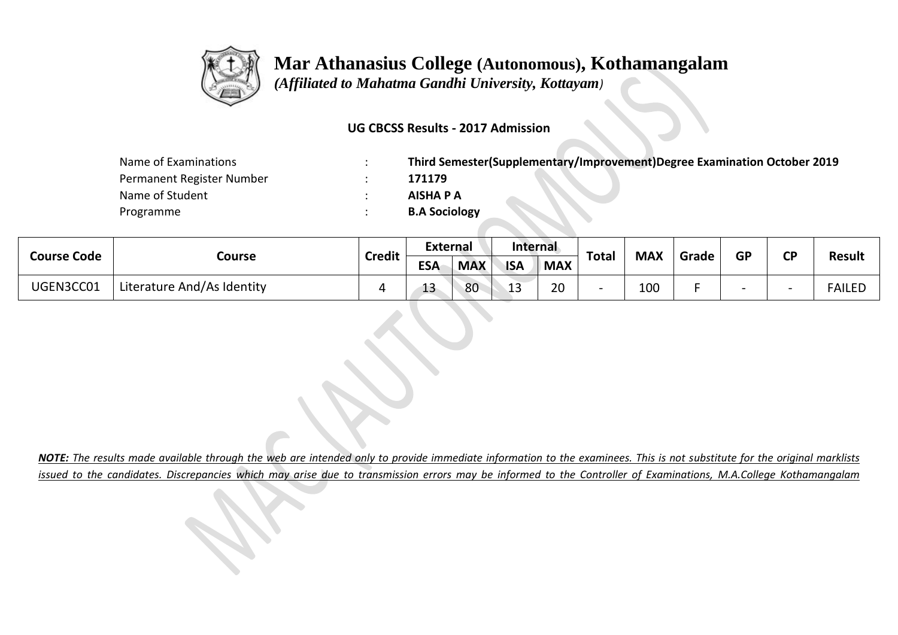# Mar Athanasius College (Autonomous), Kothamangalam

*(Affiliated to Mahatma Gandhi University, Kottayam)*

**UG CBCSS Results - 2017 Admission**

| | | |
|---|---|---|
| Name of Examinations | : | **Third Semester(Supplementary/Improvement)Degree Examination October 2019** |
| Permanent Register Number | : | **171179** |
| Name of Student | : | **AISHA P A** |
| Programme | : | **B.A Sociology** |

| Course Code | Course | Credit | External | | Internal | | Total | MAX | Grade | GP | CP | Result |
|---|---|---|---|---|---|---|---|---|---|---|---|---|
| | | | ESA | MAX | ISA | MAX | | | | | | |
| UGEN3CC01 | Literature And/As Identity | 4 | 13 | 80 | 13 | 20 | - | 100 | F | - | - | FAILED |

***NOTE:*** *The results made available through the web are intended only to provide immediate information to the examinees. This is not substitute for the original marklists issued to the candidates. Discrepancies which may arise due to transmission errors may be informed to the Controller of Examinations, M.A.College Kothamangalam*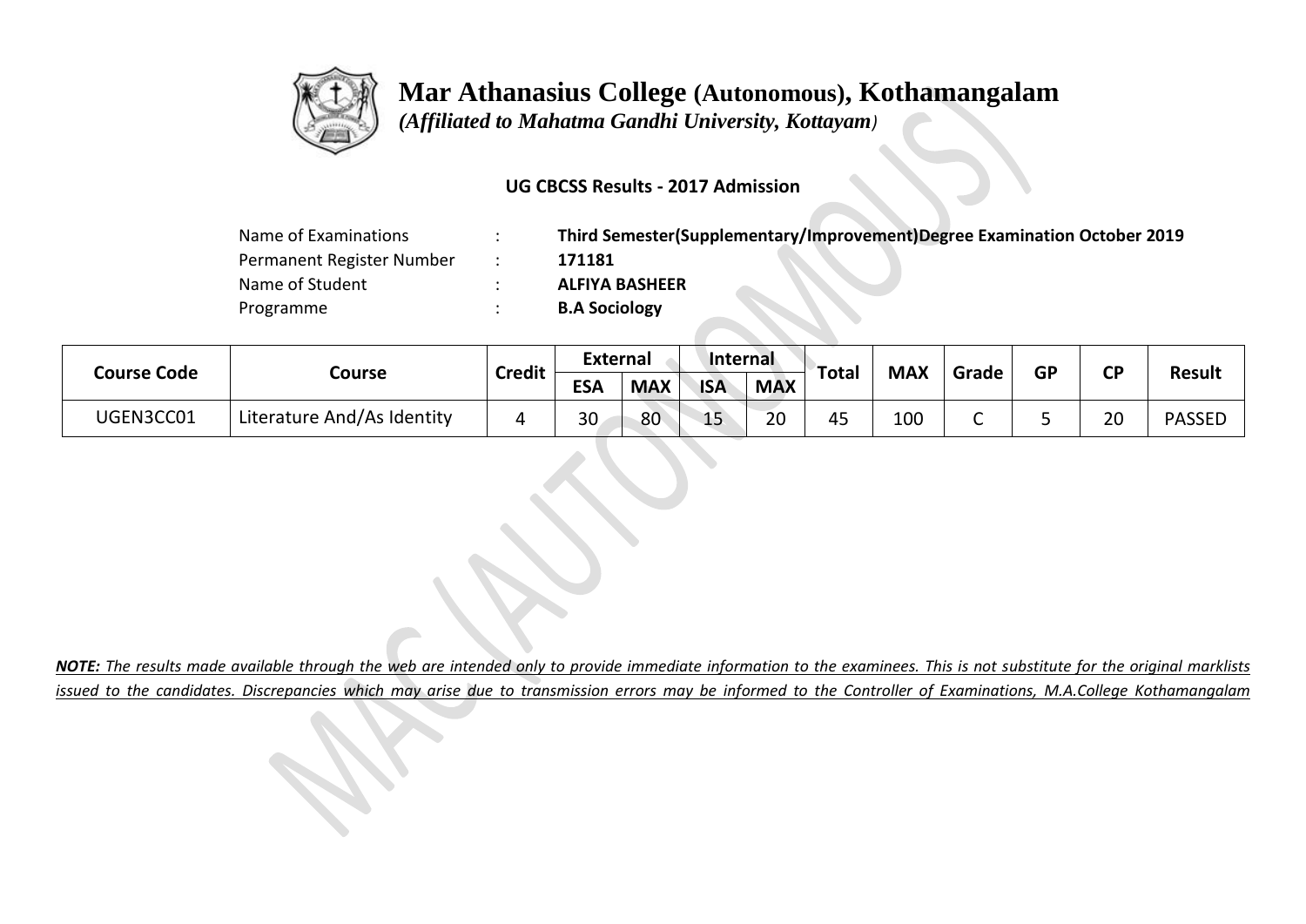# Mar Athanasius College (Autonomous), Kothamangalam

*(Affiliated to Mahatma Gandhi University, Kottayam)*

**UG CBCSS Results - 2017 Admission**

| | | |
|---|---|---|
| Name of Examinations | : | **Third Semester(Supplementary/Improvement)Degree Examination October 2019** |
| Permanent Register Number | : | **171181** |
| Name of Student | : | **ALFIYA BASHEER** |
| Programme | : | **B.A Sociology** |

| Course Code | Course | Credit | External | | Internal | | Total | MAX | Grade | GP | CP | Result |
|---|---|---|---|---|---|---|---|---|---|---|---|---|
| | | | ESA | MAX | ISA | MAX | | | | | | |
| UGEN3CC01 | Literature And/As Identity | 4 | 30 | 80 | 15 | 20 | 45 | 100 | C | 5 | 20 | PASSED |

***NOTE:*** *The results made available through the web are intended only to provide immediate information to the examinees. This is not substitute for the original marklists issued to the candidates. Discrepancies which may arise due to transmission errors may be informed to the Controller of Examinations, M.A.College Kothamangalam*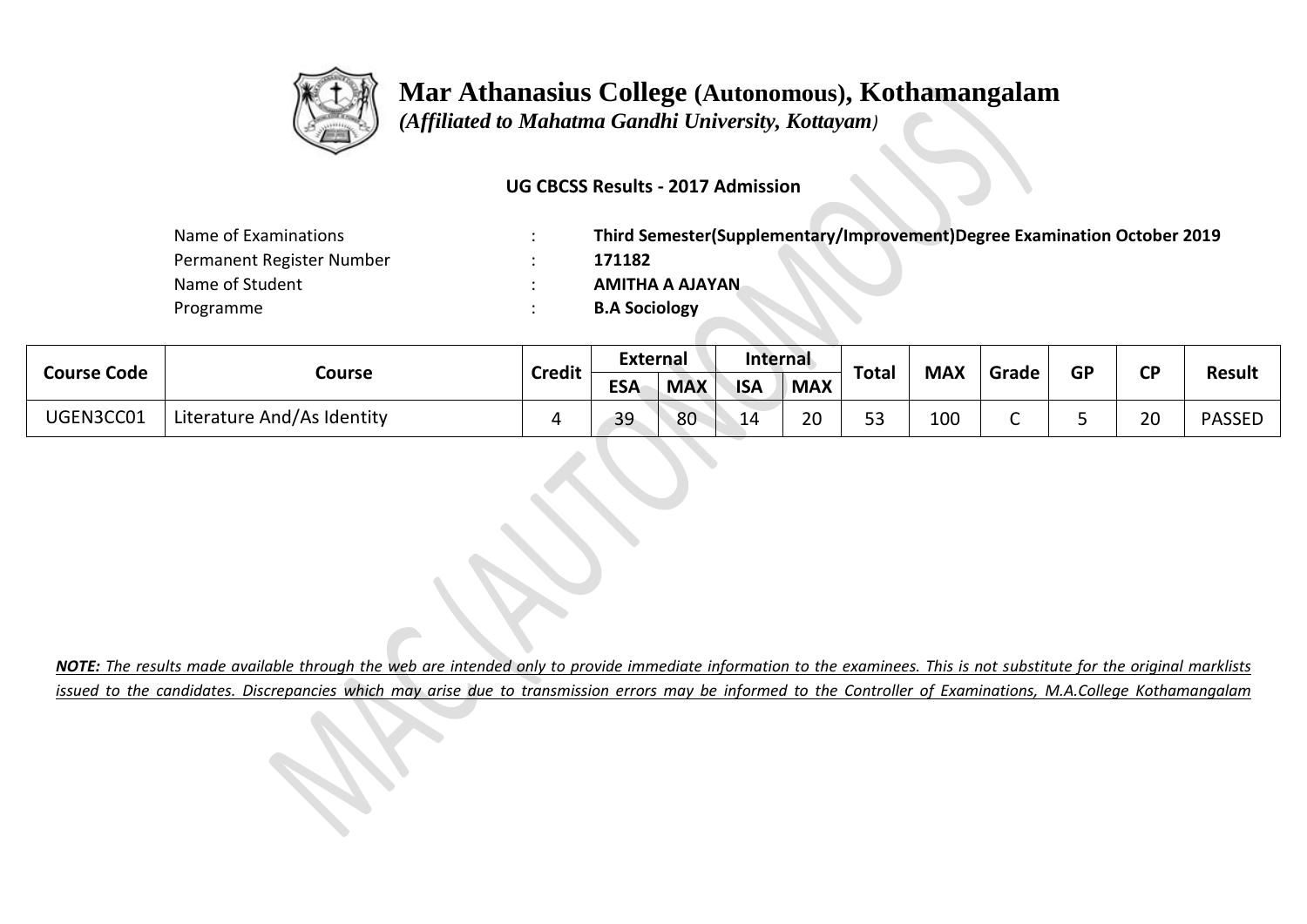# Mar Athanasius College (Autonomous), Kothamangalam

*(Affiliated to Mahatma Gandhi University, Kottayam)*

**UG CBCSS Results - 2017 Admission**

| | | |
|---|---|---|
| Name of Examinations | : | **Third Semester(Supplementary/Improvement)Degree Examination October 2019** |
| Permanent Register Number | : | **171182** |
| Name of Student | : | **AMITHA A AJAYAN** |
| Programme | : | **B.A Sociology** |

| Course Code | Course | Credit | External | | Internal | | Total | MAX | Grade | GP | CP | Result |
|---|---|---|---|---|---|---|---|---|---|---|---|---|
| | | | ESA | MAX | ISA | MAX | | | | | | |
| UGEN3CC01 | Literature And/As Identity | 4 | 39 | 80 | 14 | 20 | 53 | 100 | C | 5 | 20 | PASSED |

***NOTE:** The results made available through the web are intended only to provide immediate information to the examinees. This is not substitute for the original marklists issued to the candidates. Discrepancies which may arise due to transmission errors may be informed to the Controller of Examinations, M.A.College Kothamangalam*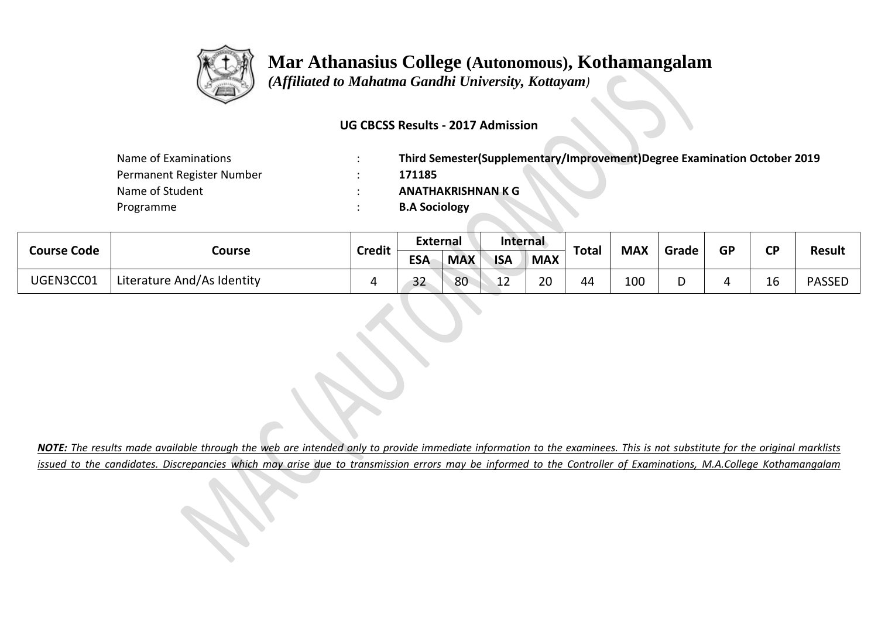# Mar Athanasius College (Autonomous), Kothamangalam

*(Affiliated to Mahatma Gandhi University, Kottayam)*

**UG CBCSS Results - 2017 Admission**

| | | |
|---|---|---|
| Name of Examinations | : | **Third Semester(Supplementary/Improvement)Degree Examination October 2019** |
| Permanent Register Number | : | **171185** |
| Name of Student | : | **ANATHAKRISHNAN K G** |
| Programme | : | **B.A Sociology** |

| Course Code | Course | Credit | External | | Internal | | Total | MAX | Grade | GP | CP | Result |
|---|---|---|---|---|---|---|---|---|---|---|---|---|
| | | | ESA | MAX | ISA | MAX | | | | | | |
| UGEN3CC01 | Literature And/As Identity | 4 | 32 | 80 | 12 | 20 | 44 | 100 | D | 4 | 16 | PASSED |

***NOTE:*** *The results made available through the web are intended only to provide immediate information to the examinees. This is not substitute for the original marklists issued to the candidates. Discrepancies which may arise due to transmission errors may be informed to the Controller of Examinations, M.A.College Kothamangalam*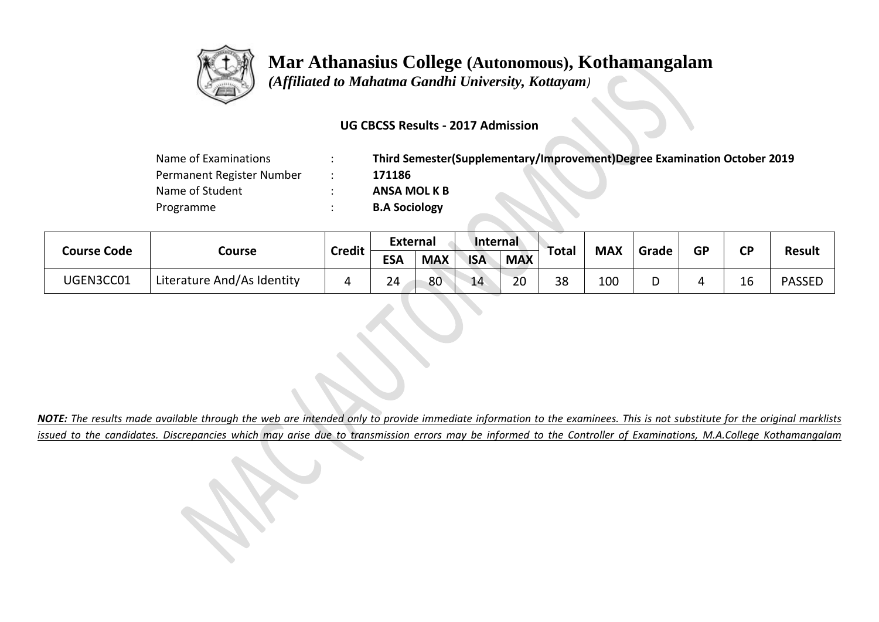# Mar Athanasius College (Autonomous), Kothamangalam

*(Affiliated to Mahatma Gandhi University, Kottayam)*

**UG CBCSS Results - 2017 Admission**

| | | |
|---|---|---|
| Name of Examinations | : | **Third Semester(Supplementary/Improvement)Degree Examination October 2019** |
| Permanent Register Number | : | **171186** |
| Name of Student | : | **ANSA MOL K B** |
| Programme | : | **B.A Sociology** |

| Course Code | Course | Credit | External | | Internal | | Total | MAX | Grade | GP | CP | Result |
|---|---|---|---|---|---|---|---|---|---|---|---|---|
| | | | ESA | MAX | ISA | MAX | | | | | | |
| UGEN3CC01 | Literature And/As Identity | 4 | 24 | 80 | 14 | 20 | 38 | 100 | D | 4 | 16 | PASSED |

***NOTE:*** *The results made available through the web are intended only to provide immediate information to the examinees. This is not substitute for the original marklists issued to the candidates. Discrepancies which may arise due to transmission errors may be informed to the Controller of Examinations, M.A.College Kothamangalam*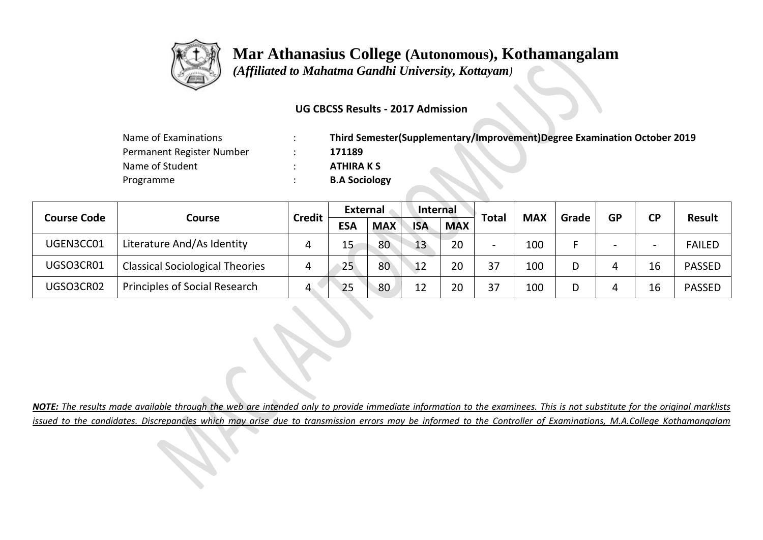# Mar Athanasius College (Autonomous), Kothamangalam

*(Affiliated to Mahatma Gandhi University, Kottayam)*

**UG CBCSS Results - 2017 Admission**

| | | |
|---|---|---|
| Name of Examinations | : | **Third Semester(Supplementary/Improvement)Degree Examination October 2019** |
| Permanent Register Number | : | **171189** |
| Name of Student | : | **ATHIRA K S** |
| Programme | : | **B.A Sociology** |

| Course Code | Course | Credit | External | | Internal | | Total | MAX | Grade | GP | CP | Result |
|---|---|---|---|---|---|---|---|---|---|---|---|---|
| | | | ESA | MAX | ISA | MAX | | | | | | |
| UGEN3CC01 | Literature And/As Identity | 4 | 15 | 80 | 13 | 20 | - | 100 | F | - | - | FAILED |
| UGSO3CR01 | Classical Sociological Theories | 4 | 25 | 80 | 12 | 20 | 37 | 100 | D | 4 | 16 | PASSED |
| UGSO3CR02 | Principles of Social Research | 4 | 25 | 80 | 12 | 20 | 37 | 100 | D | 4 | 16 | PASSED |

***NOTE:** The results made available through the web are intended only to provide immediate information to the examinees. This is not substitute for the original marklists issued to the candidates. Discrepancies which may arise due to transmission errors may be informed to the Controller of Examinations, M.A.College Kothamangalam*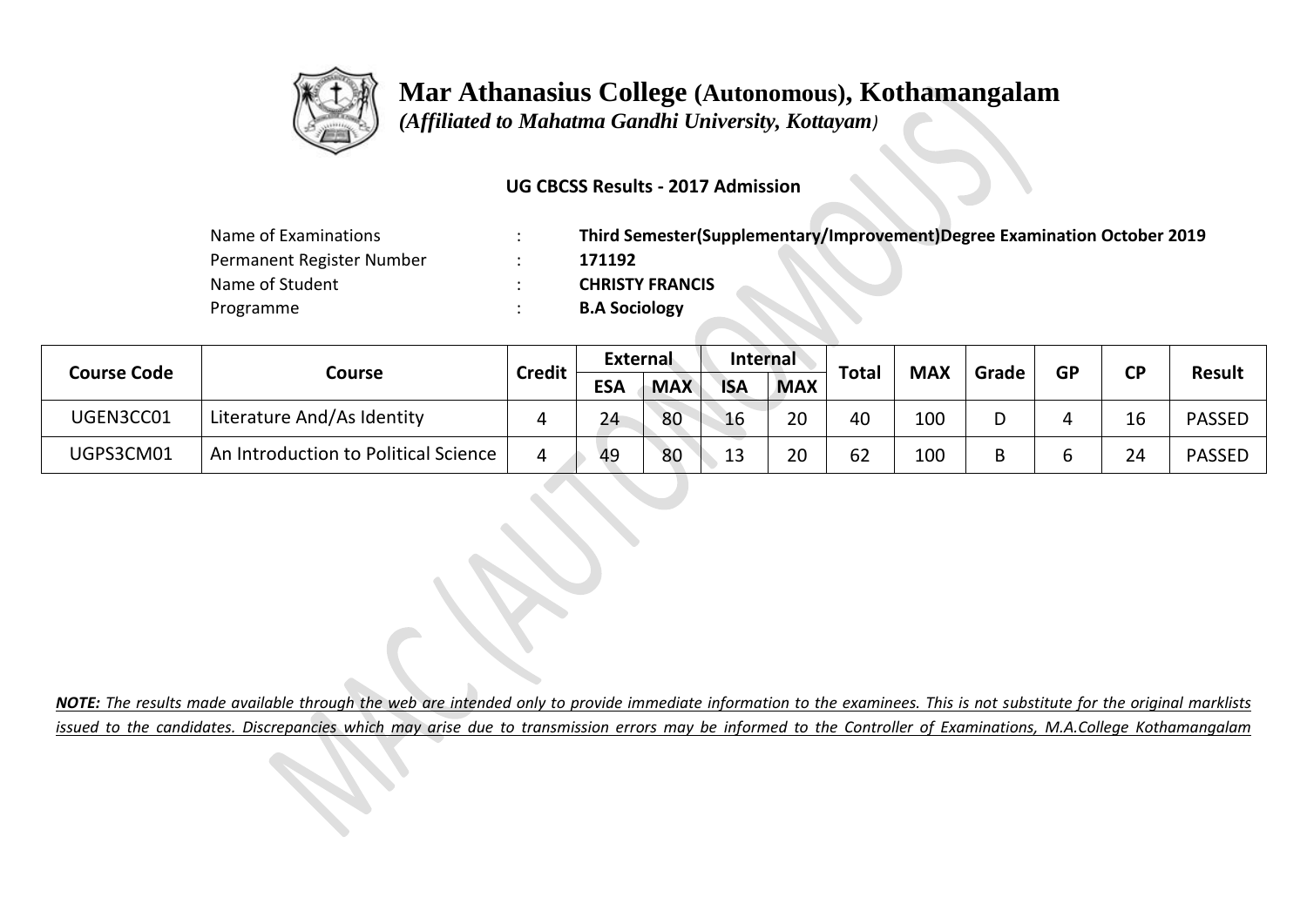# Mar Athanasius College (Autonomous), Kothamangalam

*(Affiliated to Mahatma Gandhi University, Kottayam)*

**UG CBCSS Results - 2017 Admission**

| | | |
|---|---|---|
| Name of Examinations | : | **Third Semester(Supplementary/Improvement)Degree Examination October 2019** |
| Permanent Register Number | : | **171192** |
| Name of Student | : | **CHRISTY FRANCIS** |
| Programme | : | **B.A Sociology** |

| Course Code | Course | Credit | External | | Internal | | Total | MAX | Grade | GP | CP | Result |
|---|---|---|---|---|---|---|---|---|---|---|---|---|
| | | | ESA | MAX | ISA | MAX | | | | | | |
| UGEN3CC01 | Literature And/As Identity | 4 | 24 | 80 | 16 | 20 | 40 | 100 | D | 4 | 16 | PASSED |
| UGPS3CM01 | An Introduction to Political Science | 4 | 49 | 80 | 13 | 20 | 62 | 100 | B | 6 | 24 | PASSED |

***NOTE:*** *The results made available through the web are intended only to provide immediate information to the examinees. This is not substitute for the original marklists issued to the candidates. Discrepancies which may arise due to transmission errors may be informed to the Controller of Examinations, M.A.College Kothamangalam*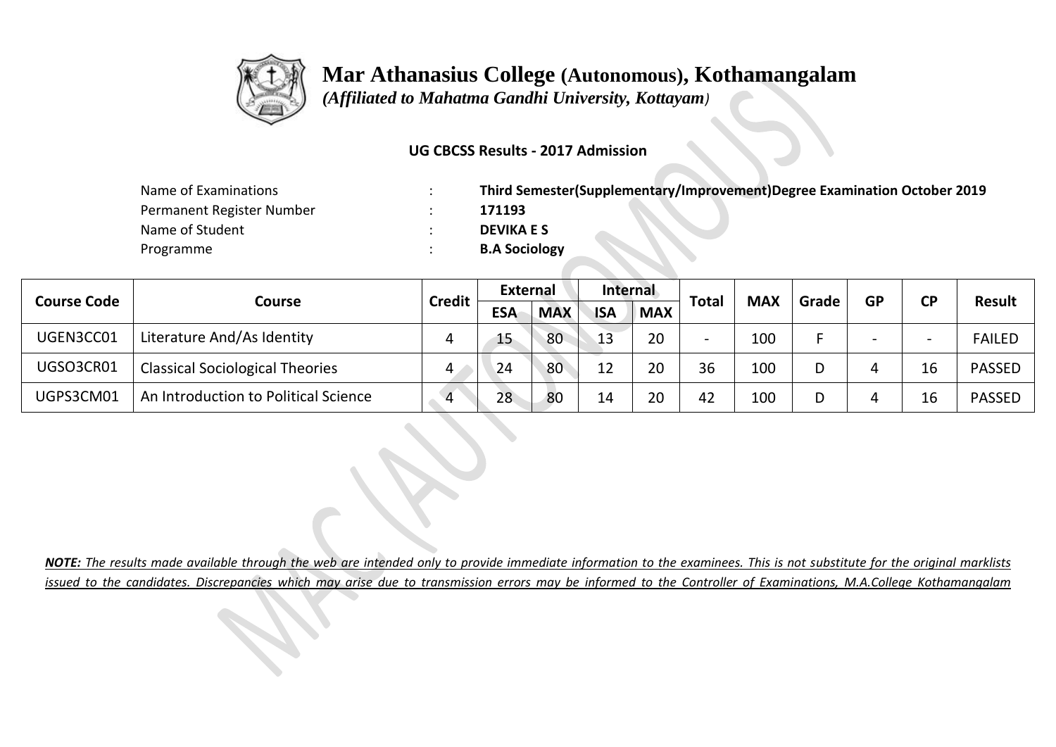# Mar Athanasius College (Autonomous), Kothamangalam

*(Affiliated to Mahatma Gandhi University, Kottayam)*

**UG CBCSS Results - 2017 Admission**

| | | |
|---|---|---|
| Name of Examinations | : | **Third Semester(Supplementary/Improvement)Degree Examination October 2019** |
| Permanent Register Number | : | **171193** |
| Name of Student | : | **DEVIKA E S** |
| Programme | : | **B.A Sociology** |

| Course Code | Course | Credit | External | | Internal | | Total | MAX | Grade | GP | CP | Result |
|---|---|---|---|---|---|---|---|---|---|---|---|---|
| | | | ESA | MAX | ISA | MAX | | | | | | |
| UGEN3CC01 | Literature And/As Identity | 4 | 15 | 80 | 13 | 20 | - | 100 | F | - | - | FAILED |
| UGSO3CR01 | Classical Sociological Theories | 4 | 24 | 80 | 12 | 20 | 36 | 100 | D | 4 | 16 | PASSED |
| UGPS3CM01 | An Introduction to Political Science | 4 | 28 | 80 | 14 | 20 | 42 | 100 | D | 4 | 16 | PASSED |

***NOTE:** The results made available through the web are intended only to provide immediate information to the examinees. This is not substitute for the original marklists issued to the candidates. Discrepancies which may arise due to transmission errors may be informed to the Controller of Examinations, M.A.College Kothamangalam*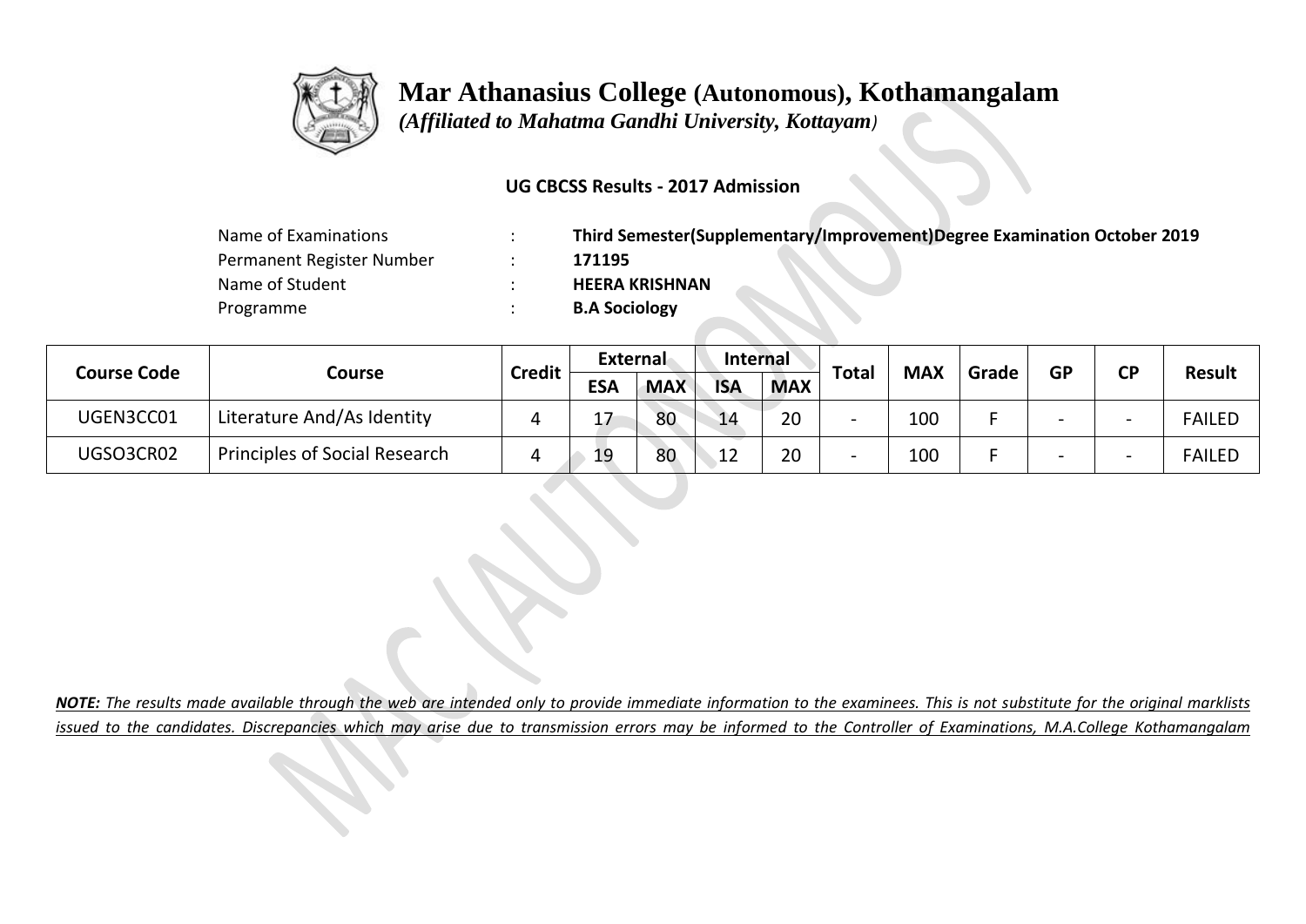# Mar Athanasius College (Autonomous), Kothamangalam

*(Affiliated to Mahatma Gandhi University, Kottayam)*

**UG CBCSS Results - 2017 Admission**

| | | |
|---|---|---|
| Name of Examinations | : | **Third Semester(Supplementary/Improvement)Degree Examination October 2019** |
| Permanent Register Number | : | **171195** |
| Name of Student | : | **HEERA KRISHNAN** |
| Programme | : | **B.A Sociology** |

| Course Code | Course | Credit | External | | Internal | | Total | MAX | Grade | GP | CP | Result |
|---|---|---|---|---|---|---|---|---|---|---|---|---|
| | | | ESA | MAX | ISA | MAX | | | | | | |
| UGEN3CC01 | Literature And/As Identity | 4 | 17 | 80 | 14 | 20 | - | 100 | F | - | - | FAILED |
| UGSO3CR02 | Principles of Social Research | 4 | 19 | 80 | 12 | 20 | - | 100 | F | - | - | FAILED |

***NOTE:** The results made available through the web are intended only to provide immediate information to the examinees. This is not substitute for the original marklists issued to the candidates. Discrepancies which may arise due to transmission errors may be informed to the Controller of Examinations, M.A.College Kothamangalam*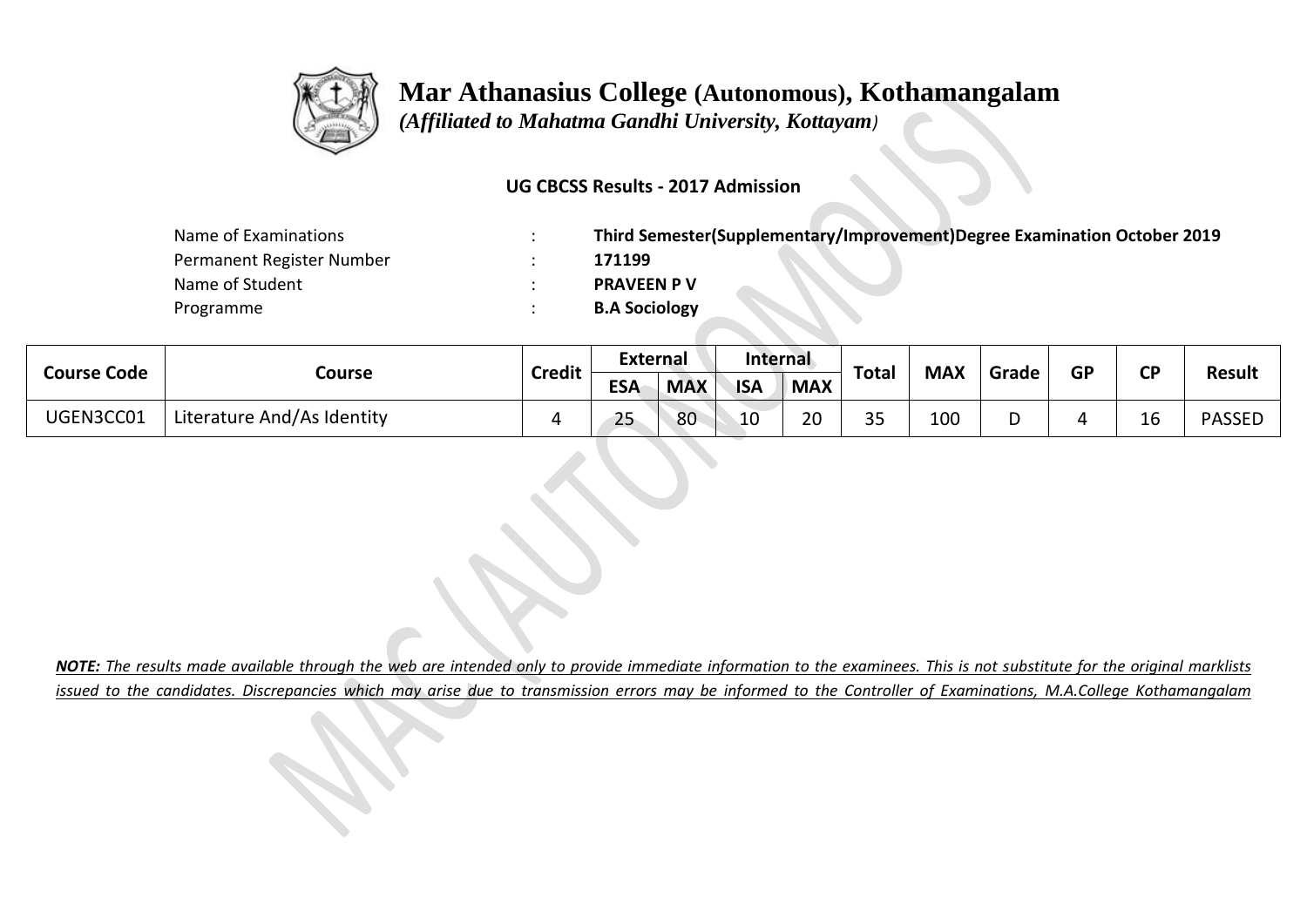# Mar Athanasius College (Autonomous), Kothamangalam

*(Affiliated to Mahatma Gandhi University, Kottayam)*

**UG CBCSS Results - 2017 Admission**

| | | |
|---|---|---|
| Name of Examinations | : | **Third Semester(Supplementary/Improvement)Degree Examination October 2019** |
| Permanent Register Number | : | **171199** |
| Name of Student | : | **PRAVEEN P V** |
| Programme | : | **B.A Sociology** |

| Course Code | Course | Credit | External | | Internal | | Total | MAX | Grade | GP | CP | Result |
|---|---|---|---|---|---|---|---|---|---|---|---|---|
| | | | ESA | MAX | ISA | MAX | | | | | | |
| UGEN3CC01 | Literature And/As Identity | 4 | 25 | 80 | 10 | 20 | 35 | 100 | D | 4 | 16 | PASSED |

***NOTE:** The results made available through the web are intended only to provide immediate information to the examinees. This is not substitute for the original marklists issued to the candidates. Discrepancies which may arise due to transmission errors may be informed to the Controller of Examinations, M.A.College Kothamangalam*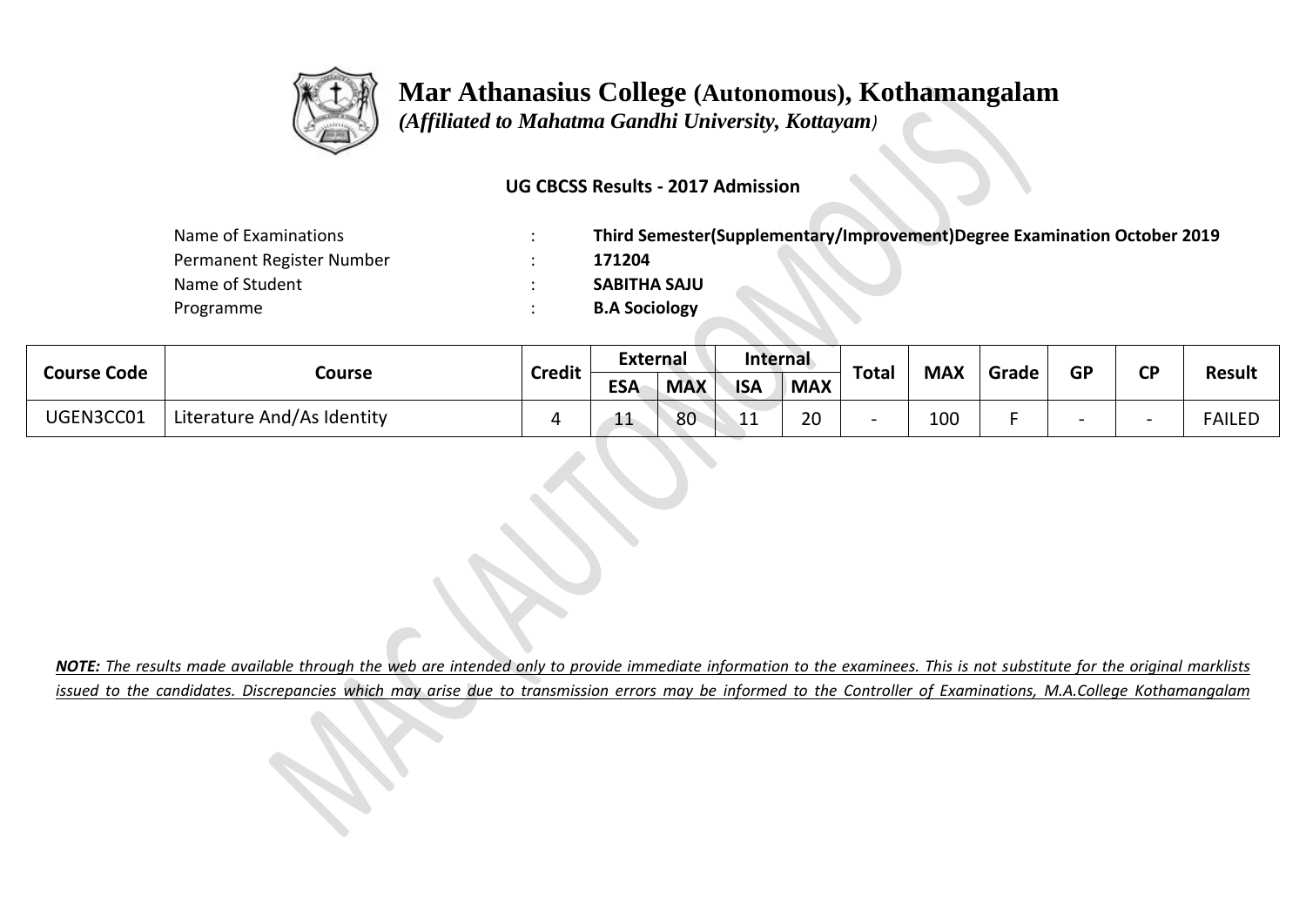# Mar Athanasius College (Autonomous), Kothamangalam

*(Affiliated to Mahatma Gandhi University, Kottayam)*

**UG CBCSS Results - 2017 Admission**

| | | |
|---|---|---|
| Name of Examinations | : | **Third Semester(Supplementary/Improvement)Degree Examination October 2019** |
| Permanent Register Number | : | **171204** |
| Name of Student | : | **SABITHA SAJU** |
| Programme | : | **B.A Sociology** |

| Course Code | Course | Credit | External | | Internal | | Total | MAX | Grade | GP | CP | Result |
|---|---|---|---|---|---|---|---|---|---|---|---|---|
| | | | ESA | MAX | ISA | MAX | | | | | | |
| UGEN3CC01 | Literature And/As Identity | 4 | 11 | 80 | 11 | 20 | - | 100 | F | - | - | FAILED |

***NOTE:*** *The results made available through the web are intended only to provide immediate information to the examinees. This is not substitute for the original marklists issued to the candidates. Discrepancies which may arise due to transmission errors may be informed to the Controller of Examinations, M.A.College Kothamangalam*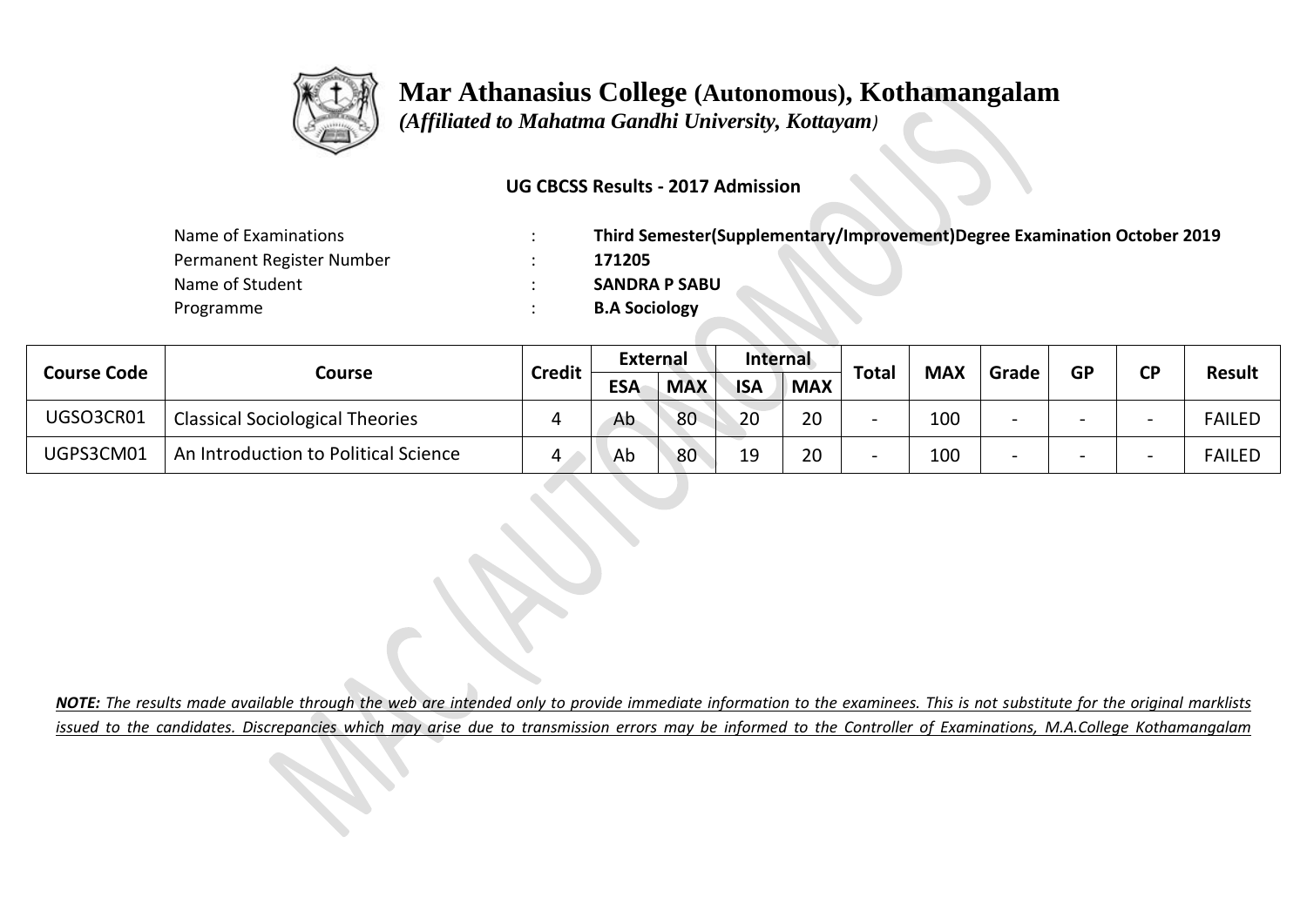# Mar Athanasius College (Autonomous), Kothamangalam

*(Affiliated to Mahatma Gandhi University, Kottayam)*

**UG CBCSS Results - 2017 Admission**

| | | |
|---|---|---|
| Name of Examinations | : | **Third Semester(Supplementary/Improvement)Degree Examination October 2019** |
| Permanent Register Number | : | **171205** |
| Name of Student | : | **SANDRA P SABU** |
| Programme | : | **B.A Sociology** |

| Course Code | Course | Credit | External | | Internal | | Total | MAX | Grade | GP | CP | Result |
|---|---|---|---|---|---|---|---|---|---|---|---|---|
| | | | ESA | MAX | ISA | MAX | | | | | | |
| UGSO3CR01 | Classical Sociological Theories | 4 | Ab | 80 | 20 | 20 | - | 100 | - | - | - | FAILED |
| UGPS3CM01 | An Introduction to Political Science | 4 | Ab | 80 | 19 | 20 | - | 100 | - | - | - | FAILED |

***NOTE:*** *The results made available through the web are intended only to provide immediate information to the examinees. This is not substitute for the original marklists issued to the candidates. Discrepancies which may arise due to transmission errors may be informed to the Controller of Examinations, M.A.College Kothamangalam*